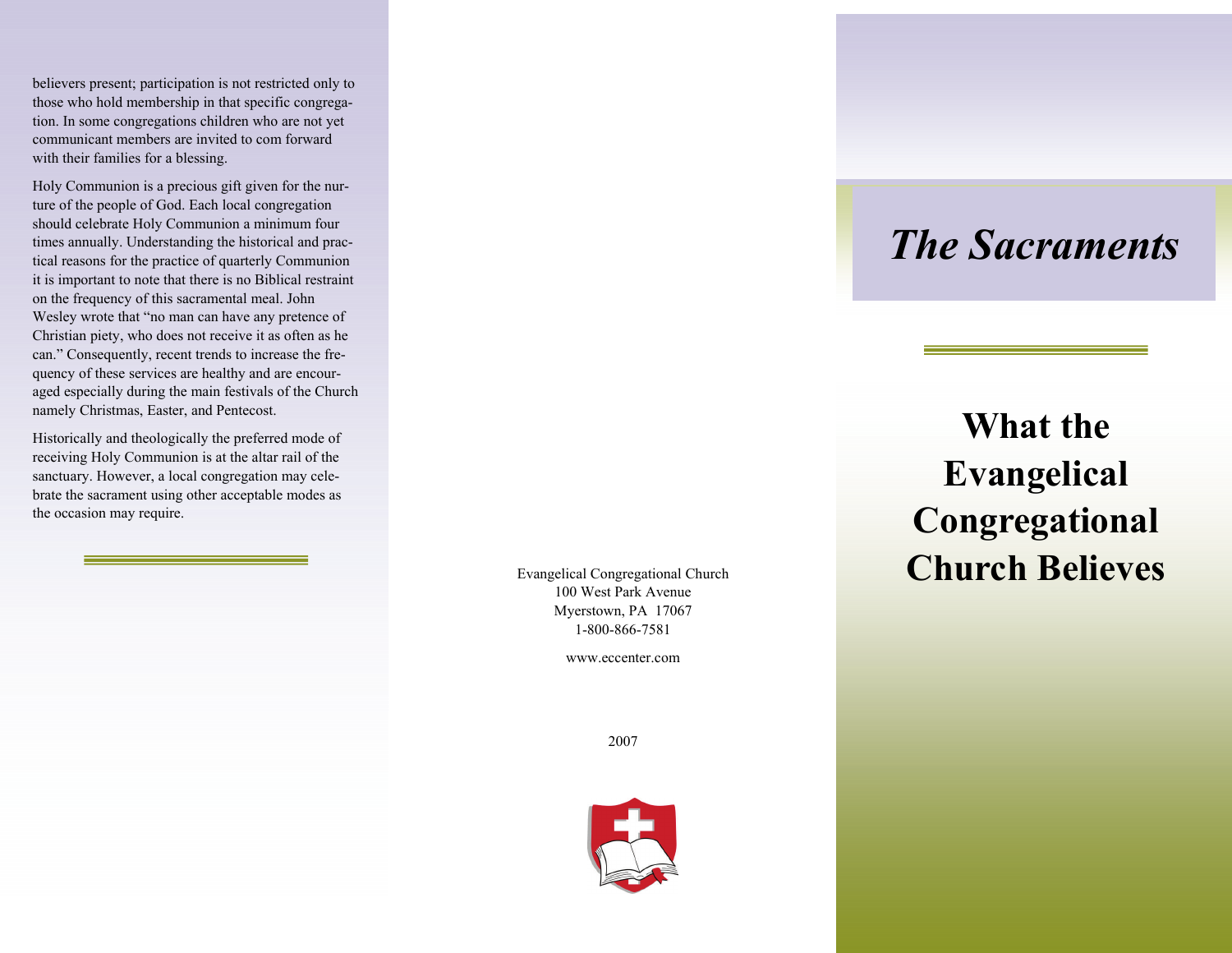believers present; participation is not restricted only to those who hold membership in that specific congregation. In some congregations children who are not yet communicant members are invited to com forward with their families for a blessing.

Holy Communion is a precious gift given for the nurture of the people of God. Each local congregation should celebrate Holy Communion a minimum four times annually. Understanding the historical and practical reasons for the practice of quarterly Communion it is important to note that there is no Biblical restraint on the frequency of this sacramental meal. John Wesley wrote that "no man can have any pretence of Christian piety, who does not receive it as often as he can." Consequently, recent trends to increase the frequency of these services are healthy and are encouraged especially during the main festivals of the Church namely Christmas, Easter, and Pentecost.

Historically and theologically the preferred mode of receiving Holy Communion is at the altar rail of the sanctuary. However, a local congregation may celebrate the sacrament using other acceptable modes as the occasion may require.

Evangelical Congregational Church
100 West Park Avenue
Myerstown, PA 17067
1-800-866-7581

www.eccenter.com

2007

# *The Sacraments*

## What the Evangelical Congregational Church Believes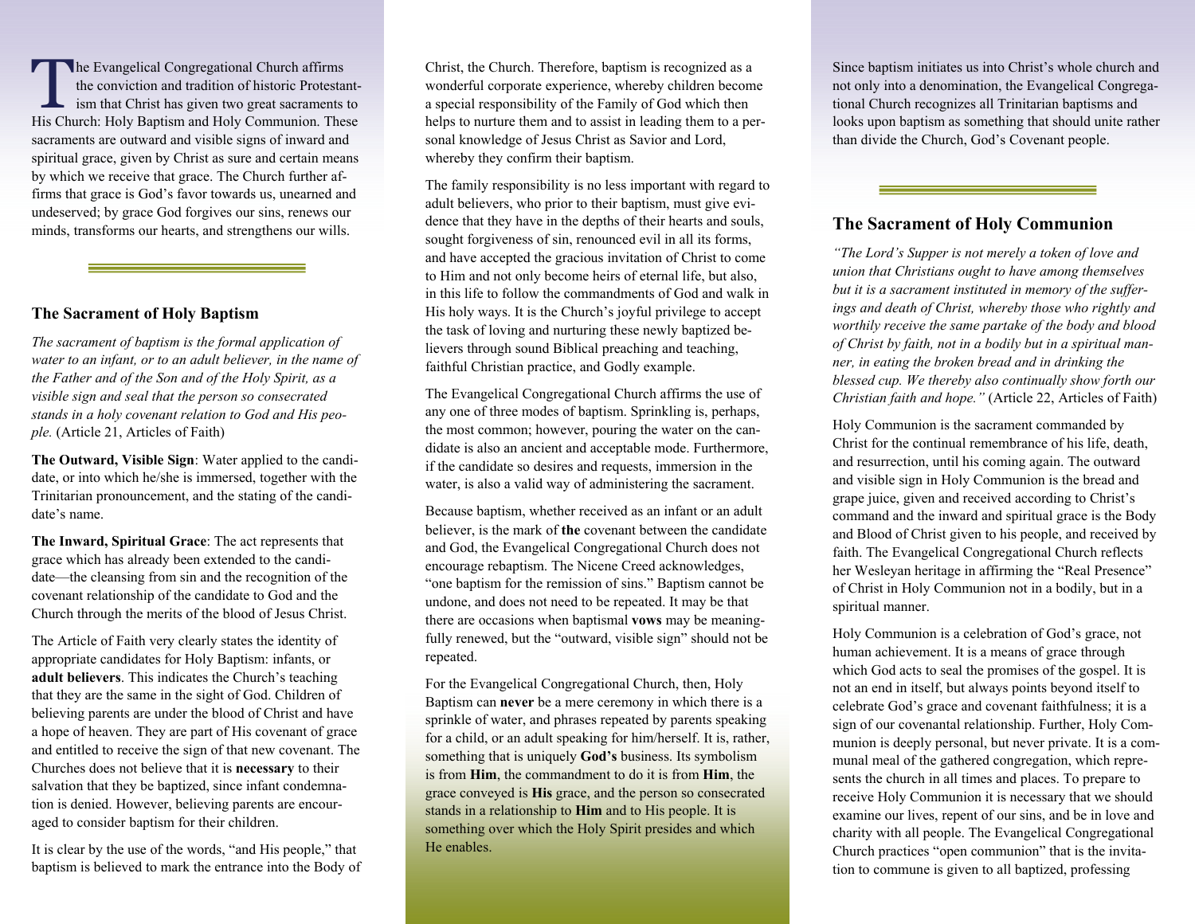The Evangelical Congregational Church affirms the conviction and tradition of historic Protestantism that Christ has given two great sacraments to His Church: Holy Baptism and Holy Communion. These sacraments are outward and visible signs of inward and spiritual grace, given by Christ as sure and certain means by which we receive that grace. The Church further affirms that grace is God's favor towards us, unearned and undeserved; by grace God forgives our sins, renews our minds, transforms our hearts, and strengthens our wills.

## The Sacrament of Holy Baptism

*The sacrament of baptism is the formal application of water to an infant, or to an adult believer, in the name of the Father and of the Son and of the Holy Spirit, as a visible sign and seal that the person so consecrated stands in a holy covenant relation to God and His people.* (Article 21, Articles of Faith)

**The Outward, Visible Sign**: Water applied to the candidate, or into which he/she is immersed, together with the Trinitarian pronouncement, and the stating of the candidate's name.

**The Inward, Spiritual Grace**: The act represents that grace which has already been extended to the candidate—the cleansing from sin and the recognition of the covenant relationship of the candidate to God and the Church through the merits of the blood of Jesus Christ.

The Article of Faith very clearly states the identity of appropriate candidates for Holy Baptism: infants, or **adult believers**. This indicates the Church's teaching that they are the same in the sight of God. Children of believing parents are under the blood of Christ and have a hope of heaven. They are part of His covenant of grace and entitled to receive the sign of that new covenant. The Churches does not believe that it is **necessary** to their salvation that they be baptized, since infant condemnation is denied. However, believing parents are encouraged to consider baptism for their children.

It is clear by the use of the words, "and His people," that baptism is believed to mark the entrance into the Body of Christ, the Church. Therefore, baptism is recognized as a wonderful corporate experience, whereby children become a special responsibility of the Family of God which then helps to nurture them and to assist in leading them to a personal knowledge of Jesus Christ as Savior and Lord, whereby they confirm their baptism.

The family responsibility is no less important with regard to adult believers, who prior to their baptism, must give evidence that they have in the depths of their hearts and souls, sought forgiveness of sin, renounced evil in all its forms, and have accepted the gracious invitation of Christ to come to Him and not only become heirs of eternal life, but also, in this life to follow the commandments of God and walk in His holy ways. It is the Church's joyful privilege to accept the task of loving and nurturing these newly baptized believers through sound Biblical preaching and teaching, faithful Christian practice, and Godly example.

The Evangelical Congregational Church affirms the use of any one of three modes of baptism. Sprinkling is, perhaps, the most common; however, pouring the water on the candidate is also an ancient and acceptable mode. Furthermore, if the candidate so desires and requests, immersion in the water, is also a valid way of administering the sacrament.

Because baptism, whether received as an infant or an adult believer, is the mark of **the** covenant between the candidate and God, the Evangelical Congregational Church does not encourage rebaptism. The Nicene Creed acknowledges, "one baptism for the remission of sins." Baptism cannot be undone, and does not need to be repeated. It may be that there are occasions when baptismal **vows** may be meaningfully renewed, but the "outward, visible sign" should not be repeated.

For the Evangelical Congregational Church, then, Holy Baptism can **never** be a mere ceremony in which there is a sprinkle of water, and phrases repeated by parents speaking for a child, or an adult speaking for him/herself. It is, rather, something that is uniquely **God's** business. Its symbolism is from **Him**, the commandment to do it is from **Him**, the grace conveyed is **His** grace, and the person so consecrated stands in a relationship to **Him** and to His people. It is something over which the Holy Spirit presides and which He enables.

Since baptism initiates us into Christ's whole church and not only into a denomination, the Evangelical Congregational Church recognizes all Trinitarian baptisms and looks upon baptism as something that should unite rather than divide the Church, God's Covenant people.

## The Sacrament of Holy Communion

*"The Lord's Supper is not merely a token of love and union that Christians ought to have among themselves but it is a sacrament instituted in memory of the sufferings and death of Christ, whereby those who rightly and worthily receive the same partake of the body and blood of Christ by faith, not in a bodily but in a spiritual manner, in eating the broken bread and in drinking the blessed cup. We thereby also continually show forth our Christian faith and hope."* (Article 22, Articles of Faith)

Holy Communion is the sacrament commanded by Christ for the continual remembrance of his life, death, and resurrection, until his coming again. The outward and visible sign in Holy Communion is the bread and grape juice, given and received according to Christ's command and the inward and spiritual grace is the Body and Blood of Christ given to his people, and received by faith. The Evangelical Congregational Church reflects her Wesleyan heritage in affirming the "Real Presence" of Christ in Holy Communion not in a bodily, but in a spiritual manner.

Holy Communion is a celebration of God's grace, not human achievement. It is a means of grace through which God acts to seal the promises of the gospel. It is not an end in itself, but always points beyond itself to celebrate God's grace and covenant faithfulness; it is a sign of our covenantal relationship. Further, Holy Communion is deeply personal, but never private. It is a communal meal of the gathered congregation, which represents the church in all times and places. To prepare to receive Holy Communion it is necessary that we should examine our lives, repent of our sins, and be in love and charity with all people. The Evangelical Congregational Church practices "open communion" that is the invitation to commune is given to all baptized, professing